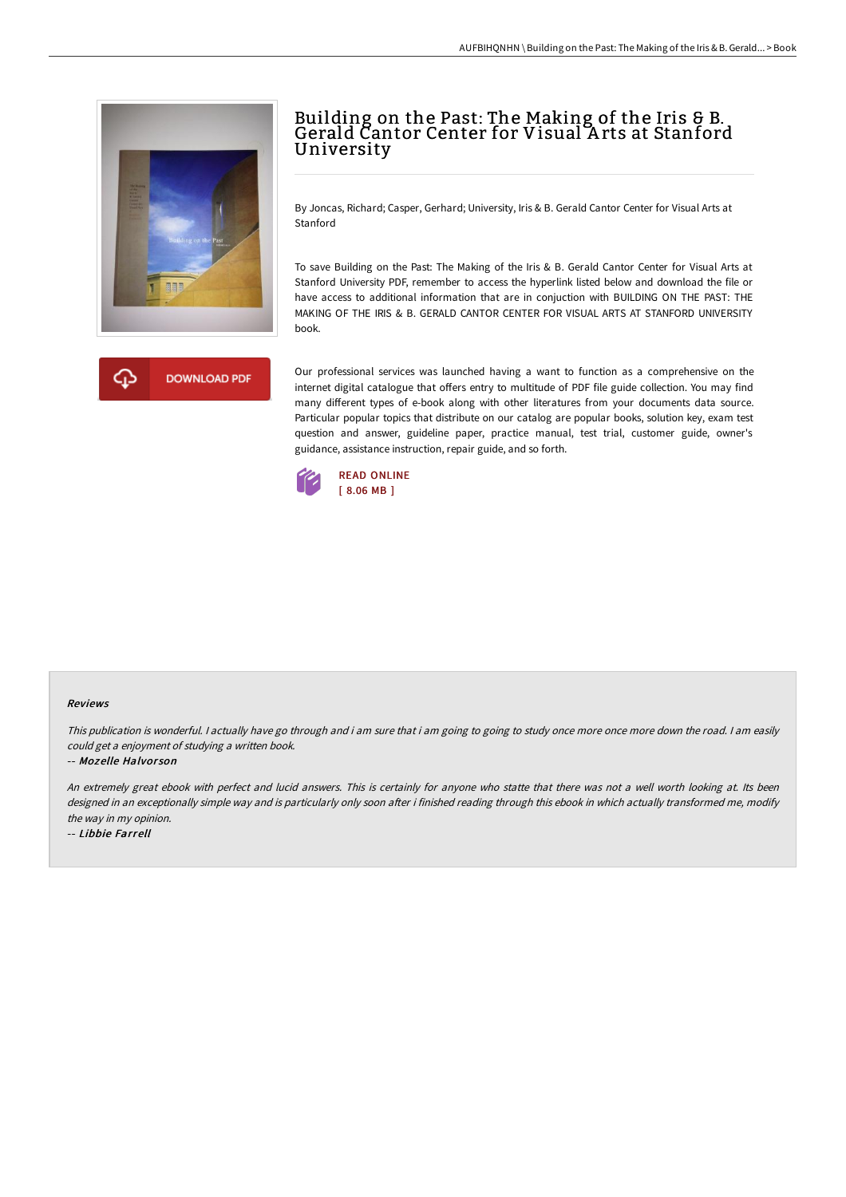# Building on the Past: The Making of the Iris & B. Gerald Cantor Center for Visual Arts at Stanford University

By Joncas, Richard; Casper, Gerhard; University, Iris & B. Gerald Cantor Center for Visual Arts at Stanford

To save Building on the Past: The Making of the Iris & B. Gerald Cantor Center for Visual Arts at Stanford University PDF, remember to access the hyperlink listed below and download the file or have access to additional information that are in conjuction with BUILDING ON THE PAST: THE MAKING OF THE IRIS & B. GERALD CANTOR CENTER FOR VISUAL ARTS AT STANFORD UNIVERSITY book.

DOWNLOAD PDF

Our professional services was launched having a want to function as a comprehensive on the internet digital catalogue that offers entry to multitude of PDF file guide collection. You may find many different types of e-book along with other literatures from your documents data source. Particular popular topics that distribute on our catalog are popular books, solution key, exam test question and answer, guideline paper, practice manual, test trial, customer guide, owner's guidance, assistance instruction, repair guide, and so forth.

READ ONLINE
[ 8.06 MB ]

### Reviews

*This publication is wonderful. I actually have go through and i am sure that i am going to going to study once more once more down the road. I am easily could get a enjoyment of studying a written book.*

-- ***Mozelle Halvorson***

*An extremely great ebook with perfect and lucid answers. This is certainly for anyone who statte that there was not a well worth looking at. Its been designed in an exceptionally simple way and is particularly only soon after i finished reading through this ebook in which actually transformed me, modify the way in my opinion.*

-- ***Libbie Farrell***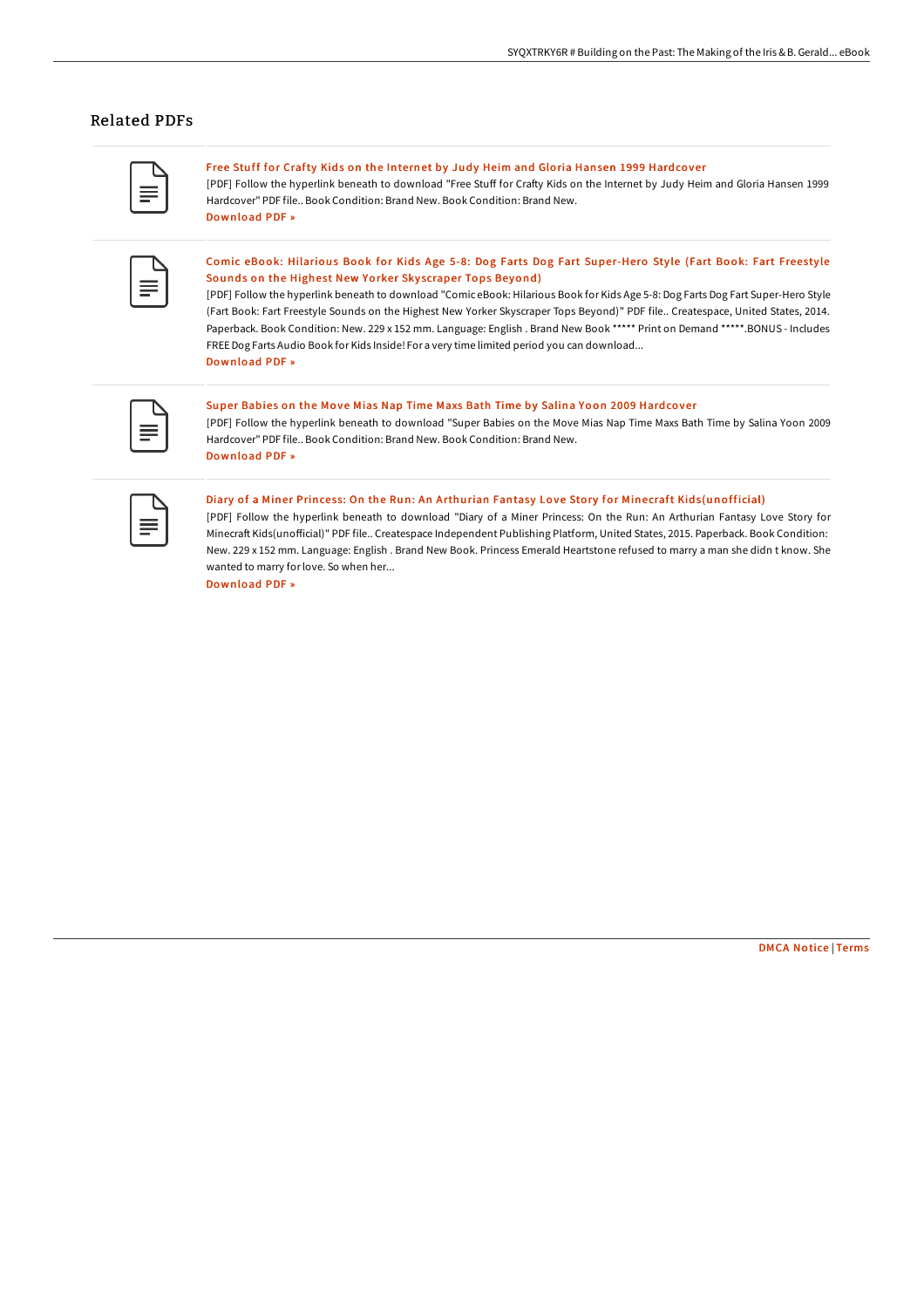## Related PDFs

Free Stuff for Crafty Kids on the Internet by Judy Heim and Gloria Hansen 1999 Hardcover

[PDF] Follow the hyperlink beneath to download "Free Stuff for Crafty Kids on the Internet by Judy Heim and Gloria Hansen 1999 Hardcover" PDF file.. Book Condition: Brand New. Book Condition: Brand New.

Download PDF »

Comic eBook: Hilarious Book for Kids Age 5-8: Dog Farts Dog Fart Super-Hero Style (Fart Book: Fart Freestyle Sounds on the Highest New Yorker Skyscraper Tops Beyond)

[PDF] Follow the hyperlink beneath to download "Comic eBook: Hilarious Book for Kids Age 5-8: Dog Farts Dog Fart Super-Hero Style (Fart Book: Fart Freestyle Sounds on the Highest New Yorker Skyscraper Tops Beyond)" PDF file.. Createspace, United States, 2014. Paperback. Book Condition: New. 229 x 152 mm. Language: English . Brand New Book ***** Print on Demand *****.BONUS - Includes FREE Dog Farts Audio Book for Kids Inside! For a very time limited period you can download...

Download PDF »

Super Babies on the Move Mias Nap Time Maxs Bath Time by Salina Yoon 2009 Hardcover

[PDF] Follow the hyperlink beneath to download "Super Babies on the Move Mias Nap Time Maxs Bath Time by Salina Yoon 2009 Hardcover" PDF file.. Book Condition: Brand New. Book Condition: Brand New.

Download PDF »

Diary of a Miner Princess: On the Run: An Arthurian Fantasy Love Story for Minecraft Kids(unofficial)

[PDF] Follow the hyperlink beneath to download "Diary of a Miner Princess: On the Run: An Arthurian Fantasy Love Story for Minecraft Kids(unofficial)" PDF file.. Createspace Independent Publishing Platform, United States, 2015. Paperback. Book Condition: New. 229 x 152 mm. Language: English . Brand New Book. Princess Emerald Heartstone refused to marry a man she didn t know. She wanted to marry for love. So when her...

Download PDF »

DMCA Notice | Terms